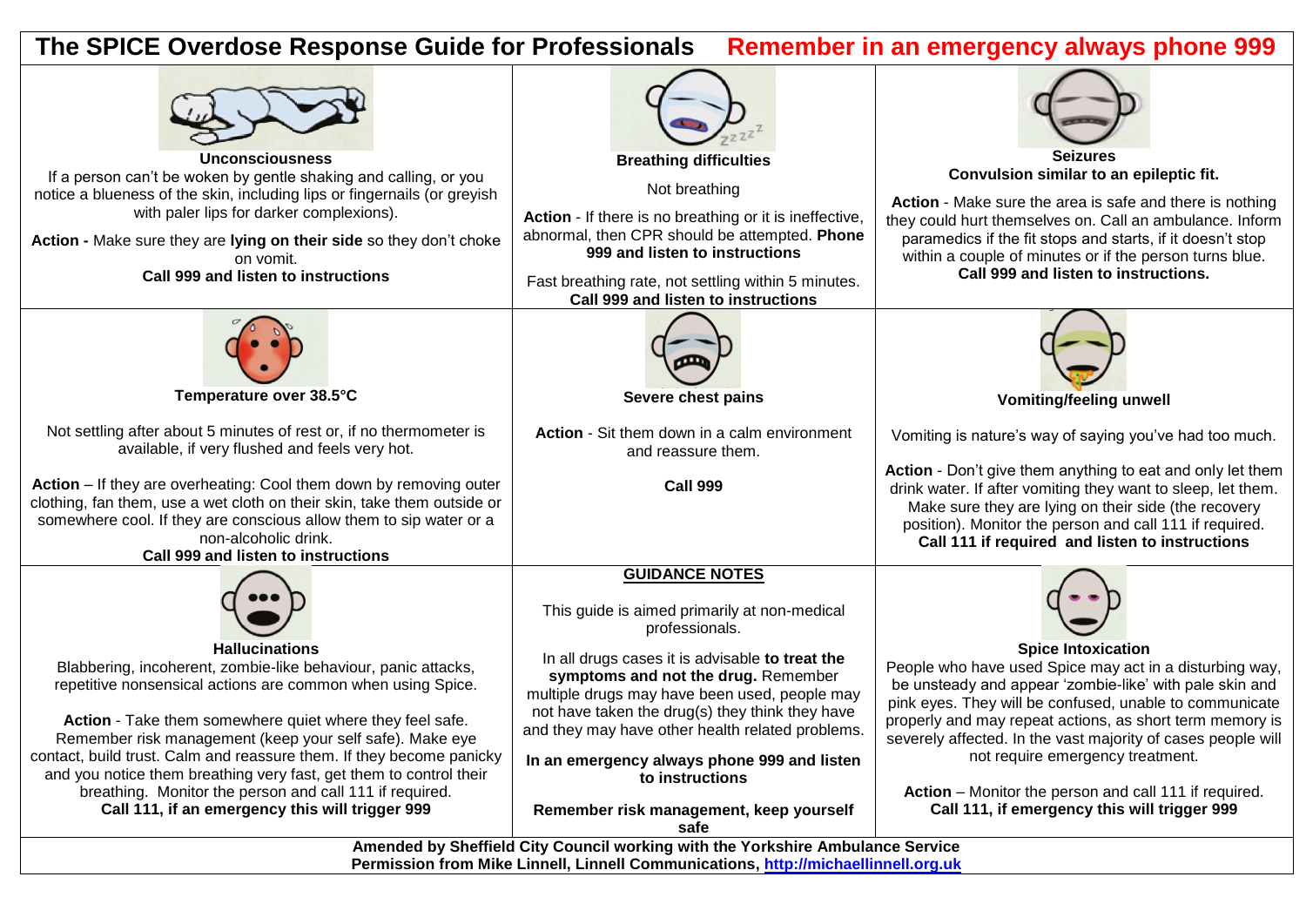# The SPICE Overdose Response Guide for Professionals

**Remember in an emergency always phone 999**

### Unconsciousness

If a person can't be woken by gentle shaking and calling, or you notice a blueness of the skin, including lips or fingernails (or greyish with paler lips for darker complexions).

**Action -** Make sure they are **lying on their side** so they don't choke on vomit.

**Call 999 and listen to instructions**

### Breathing difficulties

Not breathing

**Action** - If there is no breathing or it is ineffective, abnormal, then CPR should be attempted. **Phone 999 and listen to instructions**

Fast breathing rate, not settling within 5 minutes.

**Call 999 and listen to instructions**

### Seizures

**Convulsion similar to an epileptic fit.**

**Action** - Make sure the area is safe and there is nothing they could hurt themselves on. Call an ambulance. Inform paramedics if the fit stops and starts, if it doesn't stop within a couple of minutes or if the person turns blue.

**Call 999 and listen to instructions.**

### Temperature over 38.5°C

Not settling after about 5 minutes of rest or, if no thermometer is available, if very flushed and feels very hot.

**Action** – If they are overheating: Cool them down by removing outer clothing, fan them, use a wet cloth on their skin, take them outside or somewhere cool. If they are conscious allow them to sip water or a non-alcoholic drink.

**Call 999 and listen to instructions**

### Severe chest pains

**Action** - Sit them down in a calm environment and reassure them.

**Call 999**

### Vomiting/feeling unwell

Vomiting is nature's way of saying you've had too much.

**Action** - Don't give them anything to eat and only let them drink water. If after vomiting they want to sleep, let them. Make sure they are lying on their side (the recovery position). Monitor the person and call 111 if required.

**Call 111 if required and listen to instructions**

### Hallucinations

Blabbering, incoherent, zombie-like behaviour, panic attacks, repetitive nonsensical actions are common when using Spice.

**Action** - Take them somewhere quiet where they feel safe. Remember risk management (keep your self safe). Make eye contact, build trust. Calm and reassure them. If they become panicky and you notice them breathing very fast, get them to control their breathing. Monitor the person and call 111 if required.

**Call 111, if an emergency this will trigger 999**

### GUIDANCE NOTES

This guide is aimed primarily at non-medical professionals.

In all drugs cases it is advisable **to treat the symptoms and not the drug.** Remember multiple drugs may have been used, people may not have taken the drug(s) they think they have and they may have other health related problems.

**In an emergency always phone 999 and listen to instructions**

**Remember risk management, keep yourself safe**

### Spice Intoxication

People who have used Spice may act in a disturbing way, be unsteady and appear 'zombie-like' with pale skin and pink eyes. They will be confused, unable to communicate properly and may repeat actions, as short term memory is severely affected. In the vast majority of cases people will not require emergency treatment.

**Action** – Monitor the person and call 111 if required.

**Call 111, if emergency this will trigger 999**

**Amended by Sheffield City Council working with the Yorkshire Ambulance Service**
**Permission from Mike Linnell, Linnell Communications, [http://michaellinnell.org.uk](http://michaellinnell.org.uk)**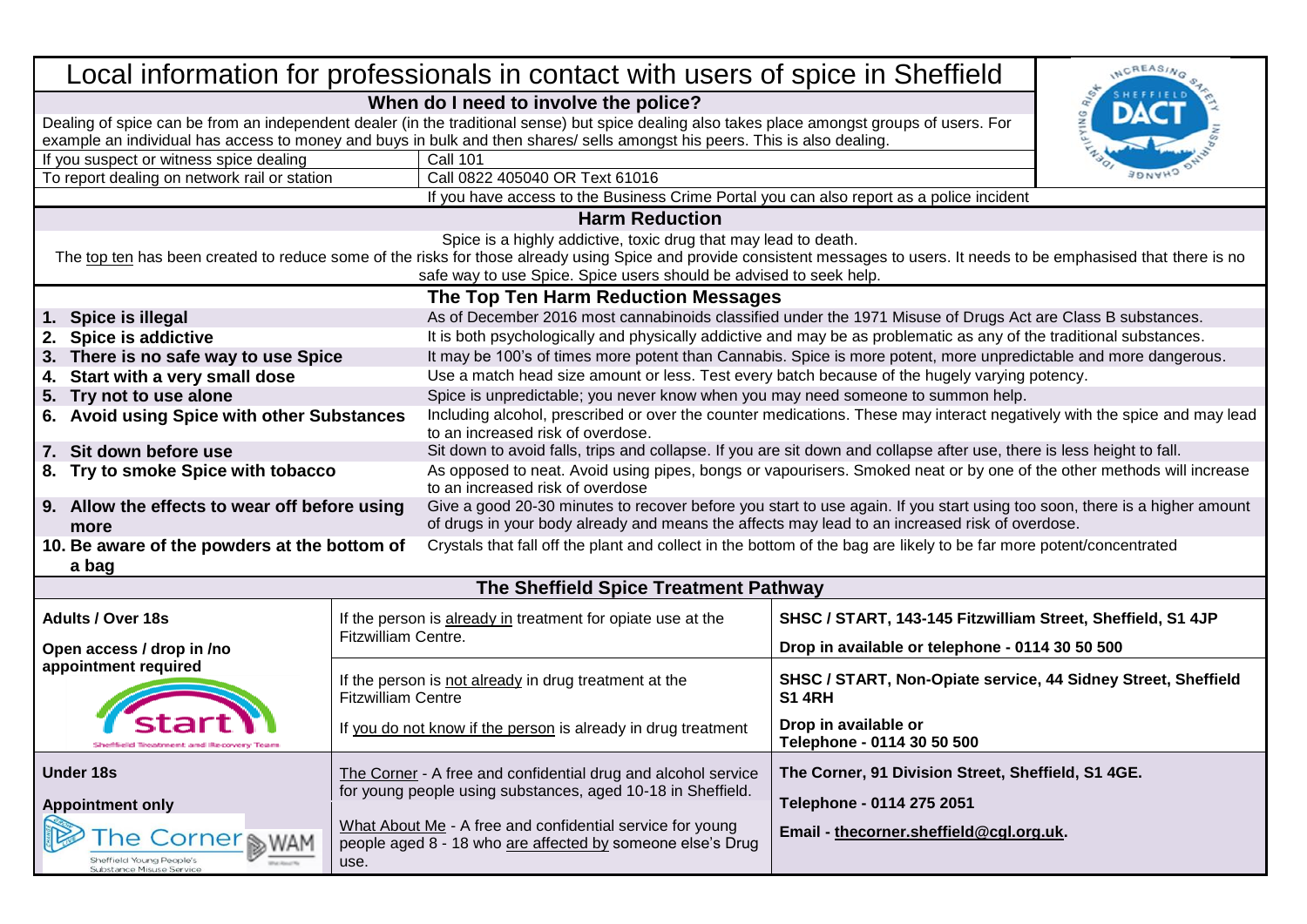# Local information for professionals in contact with users of spice in Sheffield

## When do I need to involve the police?

Dealing of spice can be from an independent dealer (in the traditional sense) but spice dealing also takes place amongst groups of users. For example an individual has access to money and buys in bulk and then shares/ sells amongst his peers. This is also dealing.

| | |
|---|---|
| If you suspect or witness spice dealing | Call 101 |
| To report dealing on network rail or station | Call 0822 405040 OR Text 61016 |
| | If you have access to the Business Crime Portal you can also report as a police incident |

## Harm Reduction

Spice is a highly addictive, toxic drug that may lead to death.

The top ten has been created to reduce some of the risks for those already using Spice and provide consistent messages to users. It needs to be emphasised that there is no safe way to use Spice. Spice users should be advised to seek help.

## The Top Ten Harm Reduction Messages

| | |
|---|---|
| **1. Spice is illegal** | As of December 2016 most cannabinoids classified under the 1971 Misuse of Drugs Act are Class B substances. |
| **2. Spice is addictive** | It is both psychologically and physically addictive and may be as problematic as any of the traditional substances. |
| **3. There is no safe way to use Spice** | It may be 100's of times more potent than Cannabis. Spice is more potent, more unpredictable and more dangerous. |
| **4. Start with a very small dose** | Use a match head size amount or less. Test every batch because of the hugely varying potency. |
| **5. Try not to use alone** | Spice is unpredictable; you never know when you may need someone to summon help. |
| **6. Avoid using Spice with other Substances** | Including alcohol, prescribed or over the counter medications. These may interact negatively with the spice and may lead to an increased risk of overdose. |
| **7. Sit down before use** | Sit down to avoid falls, trips and collapse. If you are sit down and collapse after use, there is less height to fall. |
| **8. Try to smoke Spice with tobacco** | As opposed to neat. Avoid using pipes, bongs or vapourisers. Smoked neat or by one of the other methods will increase to an increased risk of overdose |
| **9. Allow the effects to wear off before using more** | Give a good 20-30 minutes to recover before you start to use again. If you start using too soon, there is a higher amount of drugs in your body already and means the affects may lead to an increased risk of overdose. |
| **10. Be aware of the powders at the bottom of a bag** | Crystals that fall off the plant and collect in the bottom of the bag are likely to be far more potent/concentrated |

## The Sheffield Spice Treatment Pathway

| | | |
|---|---|---|
| **Adults / Over 18s**<br><br>**Open access / drop in /no appointment required**<br><br>start – Sheffield Treatment and Recovery Team | If the person is already in treatment for opiate use at the Fitzwilliam Centre. | **SHSC / START, 143-145 Fitzwilliam Street, Sheffield, S1 4JP**<br><br>**Drop in available or telephone - 0114 30 50 500** |
| | If the person is not already in drug treatment at the Fitzwilliam Centre<br><br>If you do not know if the person is already in drug treatment | **SHSC / START, Non-Opiate service, 44 Sidney Street, Sheffield S1 4RH**<br><br>**Drop in available or Telephone - 0114 30 50 500** |
| **Under 18s**<br><br>**Appointment only**<br><br>The Corner – Sheffield Young People's Substance Misuse Service; WAM | The Corner - A free and confidential drug and alcohol service for young people using substances, aged 10-18 in Sheffield.<br><br>What About Me - A free and confidential service for young people aged 8 - 18 who are affected by someone else's Drug use. | **The Corner, 91 Division Street, Sheffield, S1 4GE.**<br><br>**Telephone - 0114 275 2051**<br><br>**Email - thecorner.sheffield@cgl.org.uk.** |